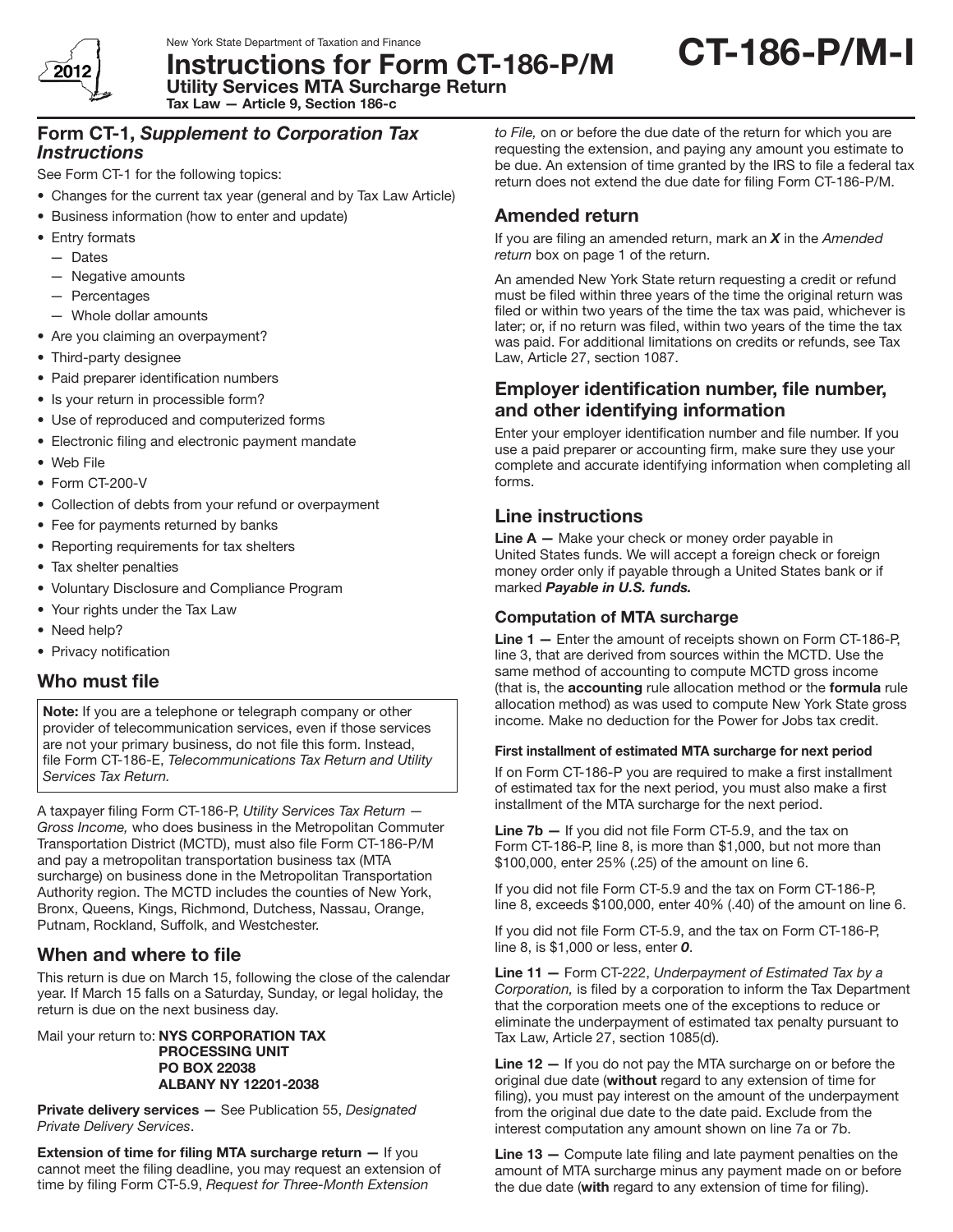New York State Department of Taxation and Finance

# Instructions for Form CT-186-P/M

**Utility Services MTA Surcharge Return**

**Tax Law — Article 9, Section 186-c**

**CT-186-P/M-I**

## Form CT-1, *Supplement to Corporation Tax Instructions*

See Form CT-1 for the following topics:

- Changes for the current tax year (general and by Tax Law Article)
- Business information (how to enter and update)
- Entry formats
  - Dates
  - Negative amounts
  - Percentages
  - Whole dollar amounts
- Are you claiming an overpayment?
- Third-party designee
- Paid preparer identification numbers
- Is your return in processible form?
- Use of reproduced and computerized forms
- Electronic filing and electronic payment mandate
- Web File
- Form CT-200-V
- Collection of debts from your refund or overpayment
- Fee for payments returned by banks
- Reporting requirements for tax shelters
- Tax shelter penalties
- Voluntary Disclosure and Compliance Program
- Your rights under the Tax Law
- Need help?
- Privacy notification

## Who must file

**Note:** If you are a telephone or telegraph company or other provider of telecommunication services, even if those services are not your primary business, do not file this form. Instead, file Form CT-186-E, *Telecommunications Tax Return and Utility Services Tax Return.*

A taxpayer filing Form CT-186-P, *Utility Services Tax Return — Gross Income,* who does business in the Metropolitan Commuter Transportation District (MCTD), must also file Form CT-186-P/M and pay a metropolitan transportation business tax (MTA surcharge) on business done in the Metropolitan Transportation Authority region. The MCTD includes the counties of New York, Bronx, Queens, Kings, Richmond, Dutchess, Nassau, Orange, Putnam, Rockland, Suffolk, and Westchester.

## When and where to file

This return is due on March 15, following the close of the calendar year. If March 15 falls on a Saturday, Sunday, or legal holiday, the return is due on the next business day.

Mail your return to: **NYS CORPORATION TAX PROCESSING UNIT PO BOX 22038 ALBANY NY 12201-2038**

**Private delivery services —** See Publication 55, *Designated Private Delivery Services*.

**Extension of time for filing MTA surcharge return —** If you cannot meet the filing deadline, you may request an extension of time by filing Form CT-5.9, *Request for Three-Month Extension to File,* on or before the due date of the return for which you are requesting the extension, and paying any amount you estimate to be due. An extension of time granted by the IRS to file a federal tax return does not extend the due date for filing Form CT-186-P/M.

## Amended return

If you are filing an amended return, mark an ***X*** in the *Amended return* box on page 1 of the return.

An amended New York State return requesting a credit or refund must be filed within three years of the time the original return was filed or within two years of the time the tax was paid, whichever is later; or, if no return was filed, within two years of the time the tax was paid. For additional limitations on credits or refunds, see Tax Law, Article 27, section 1087.

## Employer identification number, file number, and other identifying information

Enter your employer identification number and file number. If you use a paid preparer or accounting firm, make sure they use your complete and accurate identifying information when completing all forms.

## Line instructions

**Line A —** Make your check or money order payable in United States funds. We will accept a foreign check or foreign money order only if payable through a United States bank or if marked ***Payable in U.S. funds.***

### Computation of MTA surcharge

**Line 1 —** Enter the amount of receipts shown on Form CT-186-P, line 3, that are derived from sources within the MCTD. Use the same method of accounting to compute MCTD gross income (that is, the **accounting** rule allocation method or the **formula** rule allocation method) as was used to compute New York State gross income. Make no deduction for the Power for Jobs tax credit.

#### First installment of estimated MTA surcharge for next period

If on Form CT-186-P you are required to make a first installment of estimated tax for the next period, you must also make a first installment of the MTA surcharge for the next period.

**Line 7b —** If you did not file Form CT-5.9, and the tax on Form CT-186-P, line 8, is more than $1,000, but not more than $100,000, enter 25% (.25) of the amount on line 6.

If you did not file Form CT-5.9 and the tax on Form CT-186-P, line 8, exceeds $100,000, enter 40% (.40) of the amount on line 6.

If you did not file Form CT-5.9, and the tax on Form CT-186-P, line 8, is $1,000 or less, enter ***0***.

**Line 11 —** Form CT-222, *Underpayment of Estimated Tax by a Corporation,* is filed by a corporation to inform the Tax Department that the corporation meets one of the exceptions to reduce or eliminate the underpayment of estimated tax penalty pursuant to Tax Law, Article 27, section 1085(d).

**Line 12 —** If you do not pay the MTA surcharge on or before the original due date (**without** regard to any extension of time for filing), you must pay interest on the amount of the underpayment from the original due date to the date paid. Exclude from the interest computation any amount shown on line 7a or 7b.

**Line 13 —** Compute late filing and late payment penalties on the amount of MTA surcharge minus any payment made on or before the due date (**with** regard to any extension of time for filing).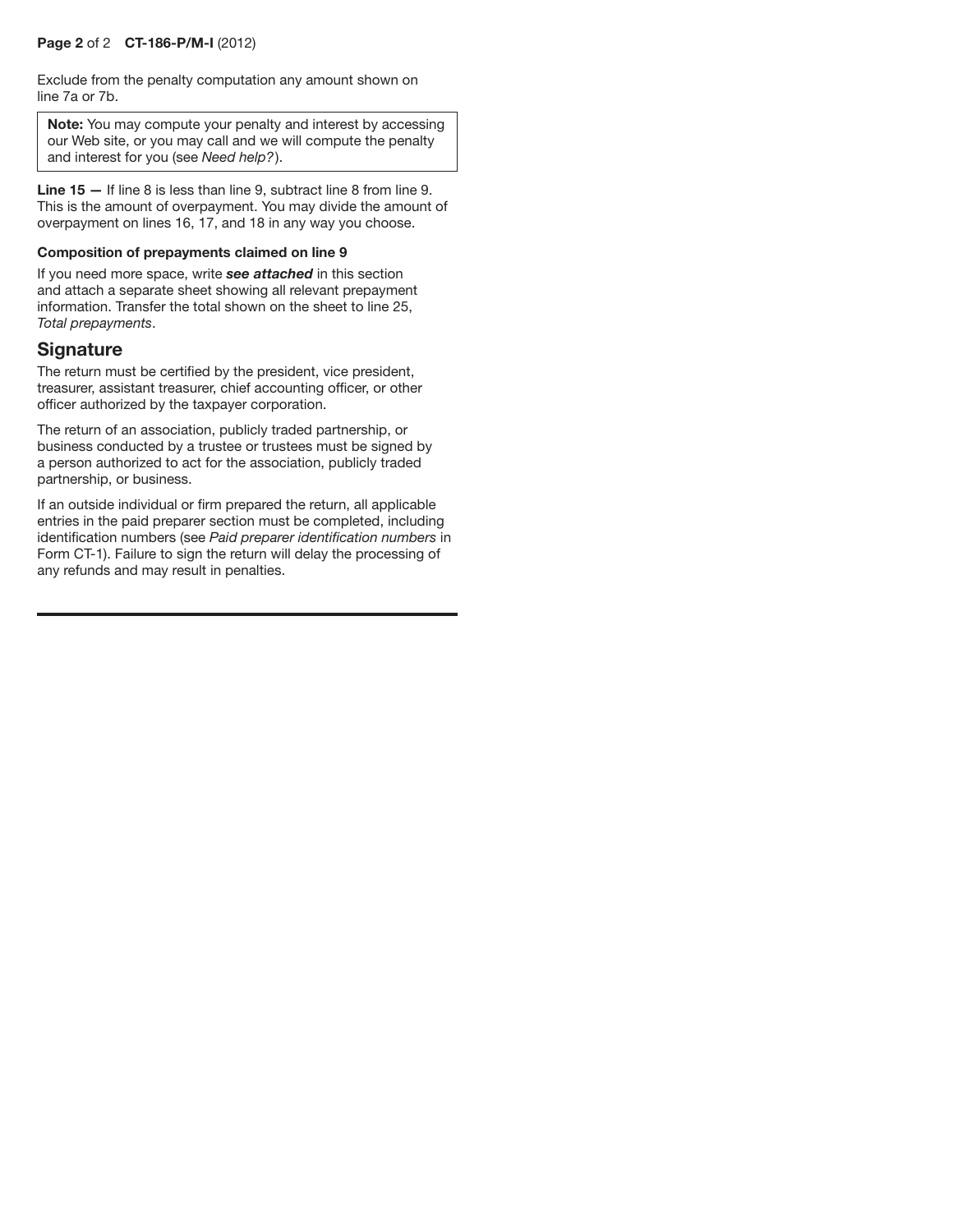Exclude from the penalty computation any amount shown on line 7a or 7b.

> **Note:** You may compute your penalty and interest by accessing our Web site, or you may call and we will compute the penalty and interest for you (see *Need help?*).

**Line 15 —** If line 8 is less than line 9, subtract line 8 from line 9. This is the amount of overpayment. You may divide the amount of overpayment on lines 16, 17, and 18 in any way you choose.

**Composition of prepayments claimed on line 9**

If you need more space, write ***see attached*** in this section and attach a separate sheet showing all relevant prepayment information. Transfer the total shown on the sheet to line 25, *Total prepayments*.

## Signature

The return must be certified by the president, vice president, treasurer, assistant treasurer, chief accounting officer, or other officer authorized by the taxpayer corporation.

The return of an association, publicly traded partnership, or business conducted by a trustee or trustees must be signed by a person authorized to act for the association, publicly traded partnership, or business.

If an outside individual or firm prepared the return, all applicable entries in the paid preparer section must be completed, including identification numbers (see *Paid preparer identification numbers* in Form CT-1). Failure to sign the return will delay the processing of any refunds and may result in penalties.